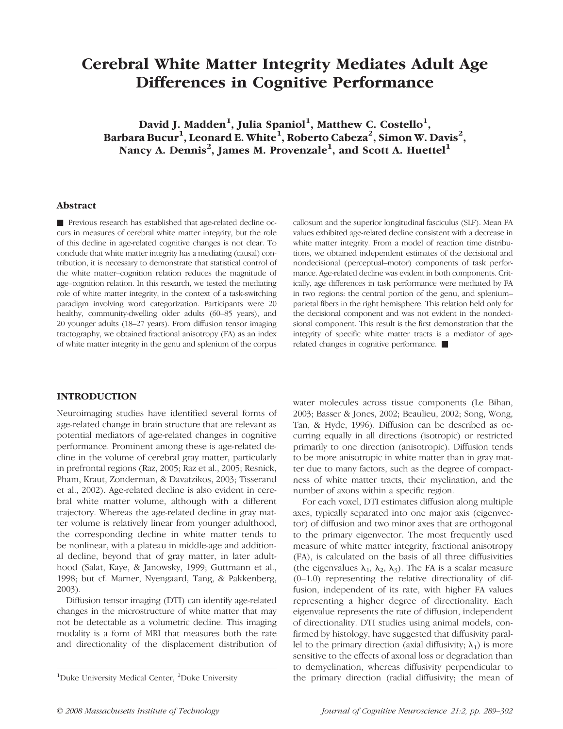# Cerebral White Matter Integrity Mediates Adult Age Differences in Cognitive Performance

David J. Madden[1], Julia Spaniol[1], Matthew C. Costello[1], Barbara Bucur[1], Leonard E. White[1], Roberto Cabeza[2], Simon W. Davis[2], Nancy A. Dennis[2], James M. Provenzale[1], and Scott A. Huettel[1]

## Abstract

■ Previous research has established that age-related decline occurs in measures of cerebral white matter integrity, but the role of this decline in age-related cognitive changes is not clear. To conclude that white matter integrity has a mediating (causal) contribution, it is necessary to demonstrate that statistical control of the white matter–cognition relation reduces the magnitude of age–cognition relation. In this research, we tested the mediating role of white matter integrity, in the context of a task-switching paradigm involving word categorization. Participants were 20 healthy, community-dwelling older adults (60–85 years), and 20 younger adults (18–27 years). From diffusion tensor imaging tractography, we obtained fractional anisotropy (FA) as an index of white matter integrity in the genu and splenium of the corpus callosum and the superior longitudinal fasciculus (SLF). Mean FA values exhibited age-related decline consistent with a decrease in white matter integrity. From a model of reaction time distributions, we obtained independent estimates of the decisional and nondecisional (perceptual–motor) components of task performance. Age-related decline was evident in both components. Critically, age differences in task performance were mediated by FA in two regions: the central portion of the genu, and splenium–parietal fibers in the right hemisphere. This relation held only for the decisional component and was not evident in the nondecisional component. This result is the first demonstration that the integrity of specific white matter tracts is a mediator of age-related changes in cognitive performance. ■

## INTRODUCTION

Neuroimaging studies have identified several forms of age-related change in brain structure that are relevant as potential mediators of age-related changes in cognitive performance. Prominent among these is age-related decline in the volume of cerebral gray matter, particularly in prefrontal regions (Raz, 2005; Raz et al., 2005; Resnick, Pham, Kraut, Zonderman, & Davatzikos, 2003; Tisserand et al., 2002). Age-related decline is also evident in cerebral white matter volume, although with a different trajectory. Whereas the age-related decline in gray matter volume is relatively linear from younger adulthood, the corresponding decline in white matter tends to be nonlinear, with a plateau in middle-age and additional decline, beyond that of gray matter, in later adulthood (Salat, Kaye, & Janowsky, 1999; Guttmann et al., 1998; but cf. Marner, Nyengaard, Tang, & Pakkenberg, 2003).

Diffusion tensor imaging (DTI) can identify age-related changes in the microstructure of white matter that may not be detectable as a volumetric decline. This imaging modality is a form of MRI that measures both the rate and directionality of the displacement distribution of water molecules across tissue components (Le Bihan, 2003; Basser & Jones, 2002; Beaulieu, 2002; Song, Wong, Tan, & Hyde, 1996). Diffusion can be described as occurring equally in all directions (isotropic) or restricted primarily to one direction (anisotropic). Diffusion tends to be more anisotropic in white matter than in gray matter due to many factors, such as the degree of compactness of white matter tracts, their myelination, and the number of axons within a specific region.

For each voxel, DTI estimates diffusion along multiple axes, typically separated into one major axis (eigenvector) of diffusion and two minor axes that are orthogonal to the primary eigenvector. The most frequently used measure of white matter integrity, fractional anisotropy (FA), is calculated on the basis of all three diffusivities (the eigenvalues $\lambda_1$, $\lambda_2$, $\lambda_3$). The FA is a scalar measure (0–1.0) representing the relative directionality of diffusion, independent of its rate, with higher FA values representing a higher degree of directionality. Each eigenvalue represents the rate of diffusion, independent of directionality. DTI studies using animal models, confirmed by histology, have suggested that diffusivity parallel to the primary direction (axial diffusivity; $\lambda_1$) is more sensitive to the effects of axonal loss or degradation than to demyelination, whereas diffusivity perpendicular to the primary direction (radial diffusivity; the mean of

[1]Duke University Medical Center, [2]Duke University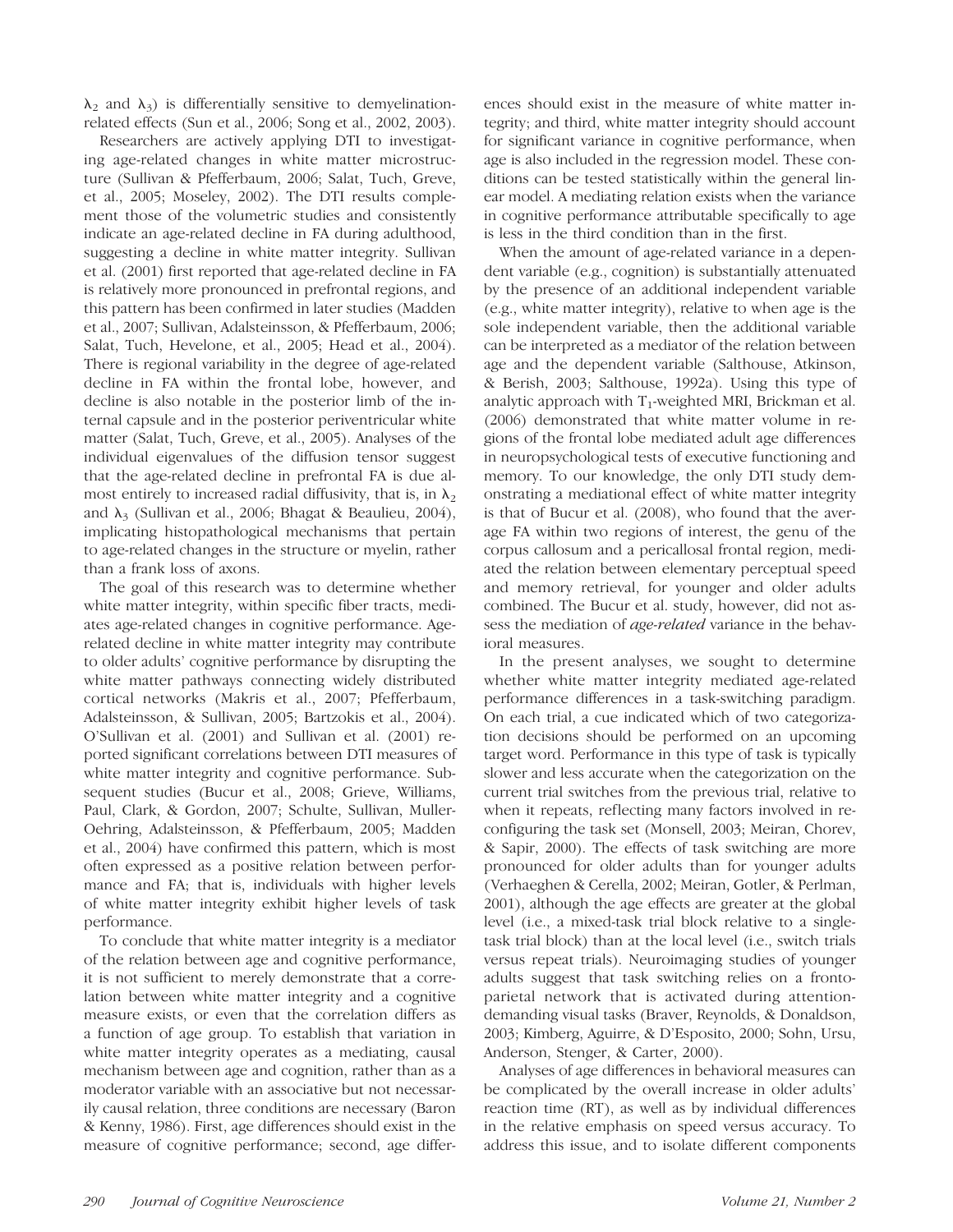$\lambda_2$ and $\lambda_3$) is differentially sensitive to demyelination-related effects (Sun et al., 2006; Song et al., 2002, 2003).

Researchers are actively applying DTI to investigating age-related changes in white matter microstructure (Sullivan & Pfefferbaum, 2006; Salat, Tuch, Greve, et al., 2005; Moseley, 2002). The DTI results complement those of the volumetric studies and consistently indicate an age-related decline in FA during adulthood, suggesting a decline in white matter integrity. Sullivan et al. (2001) first reported that age-related decline in FA is relatively more pronounced in prefrontal regions, and this pattern has been confirmed in later studies (Madden et al., 2007; Sullivan, Adalsteinsson, & Pfefferbaum, 2006; Salat, Tuch, Hevelone, et al., 2005; Head et al., 2004). There is regional variability in the degree of age-related decline in FA within the frontal lobe, however, and decline is also notable in the posterior limb of the internal capsule and in the posterior periventricular white matter (Salat, Tuch, Greve, et al., 2005). Analyses of the individual eigenvalues of the diffusion tensor suggest that the age-related decline in prefrontal FA is due almost entirely to increased radial diffusivity, that is, in $\lambda_2$ and $\lambda_3$ (Sullivan et al., 2006; Bhagat & Beaulieu, 2004), implicating histopathological mechanisms that pertain to age-related changes in the structure or myelin, rather than a frank loss of axons.

The goal of this research was to determine whether white matter integrity, within specific fiber tracts, mediates age-related changes in cognitive performance. Age-related decline in white matter integrity may contribute to older adults' cognitive performance by disrupting the white matter pathways connecting widely distributed cortical networks (Makris et al., 2007; Pfefferbaum, Adalsteinsson, & Sullivan, 2005; Bartzokis et al., 2004). O'Sullivan et al. (2001) and Sullivan et al. (2001) reported significant correlations between DTI measures of white matter integrity and cognitive performance. Subsequent studies (Bucur et al., 2008; Grieve, Williams, Paul, Clark, & Gordon, 2007; Schulte, Sullivan, Muller-Oehring, Adalsteinsson, & Pfefferbaum, 2005; Madden et al., 2004) have confirmed this pattern, which is most often expressed as a positive relation between performance and FA; that is, individuals with higher levels of white matter integrity exhibit higher levels of task performance.

To conclude that white matter integrity is a mediator of the relation between age and cognitive performance, it is not sufficient to merely demonstrate that a correlation between white matter integrity and a cognitive measure exists, or even that the correlation differs as a function of age group. To establish that variation in white matter integrity operates as a mediating, causal mechanism between age and cognition, rather than as a moderator variable with an associative but not necessarily causal relation, three conditions are necessary (Baron & Kenny, 1986). First, age differences should exist in the measure of cognitive performance; second, age differences should exist in the measure of white matter integrity; and third, white matter integrity should account for significant variance in cognitive performance, when age is also included in the regression model. These conditions can be tested statistically within the general linear model. A mediating relation exists when the variance in cognitive performance attributable specifically to age is less in the third condition than in the first.

When the amount of age-related variance in a dependent variable (e.g., cognition) is substantially attenuated by the presence of an additional independent variable (e.g., white matter integrity), relative to when age is the sole independent variable, then the additional variable can be interpreted as a mediator of the relation between age and the dependent variable (Salthouse, Atkinson, & Berish, 2003; Salthouse, 1992a). Using this type of analytic approach with $T_1$-weighted MRI, Brickman et al. (2006) demonstrated that white matter volume in regions of the frontal lobe mediated adult age differences in neuropsychological tests of executive functioning and memory. To our knowledge, the only DTI study demonstrating a mediational effect of white matter integrity is that of Bucur et al. (2008), who found that the average FA within two regions of interest, the genu of the corpus callosum and a pericallosal frontal region, mediated the relation between elementary perceptual speed and memory retrieval, for younger and older adults combined. The Bucur et al. study, however, did not assess the mediation of *age-related* variance in the behavioral measures.

In the present analyses, we sought to determine whether white matter integrity mediated age-related performance differences in a task-switching paradigm. On each trial, a cue indicated which of two categorization decisions should be performed on an upcoming target word. Performance in this type of task is typically slower and less accurate when the categorization on the current trial switches from the previous trial, relative to when it repeats, reflecting many factors involved in reconfiguring the task set (Monsell, 2003; Meiran, Chorev, & Sapir, 2000). The effects of task switching are more pronounced for older adults than for younger adults (Verhaeghen & Cerella, 2002; Meiran, Gotler, & Perlman, 2001), although the age effects are greater at the global level (i.e., a mixed-task trial block relative to a single-task trial block) than at the local level (i.e., switch trials versus repeat trials). Neuroimaging studies of younger adults suggest that task switching relies on a frontoparietal network that is activated during attention-demanding visual tasks (Braver, Reynolds, & Donaldson, 2003; Kimberg, Aguirre, & D'Esposito, 2000; Sohn, Ursu, Anderson, Stenger, & Carter, 2000).

Analyses of age differences in behavioral measures can be complicated by the overall increase in older adults' reaction time (RT), as well as by individual differences in the relative emphasis on speed versus accuracy. To address this issue, and to isolate different components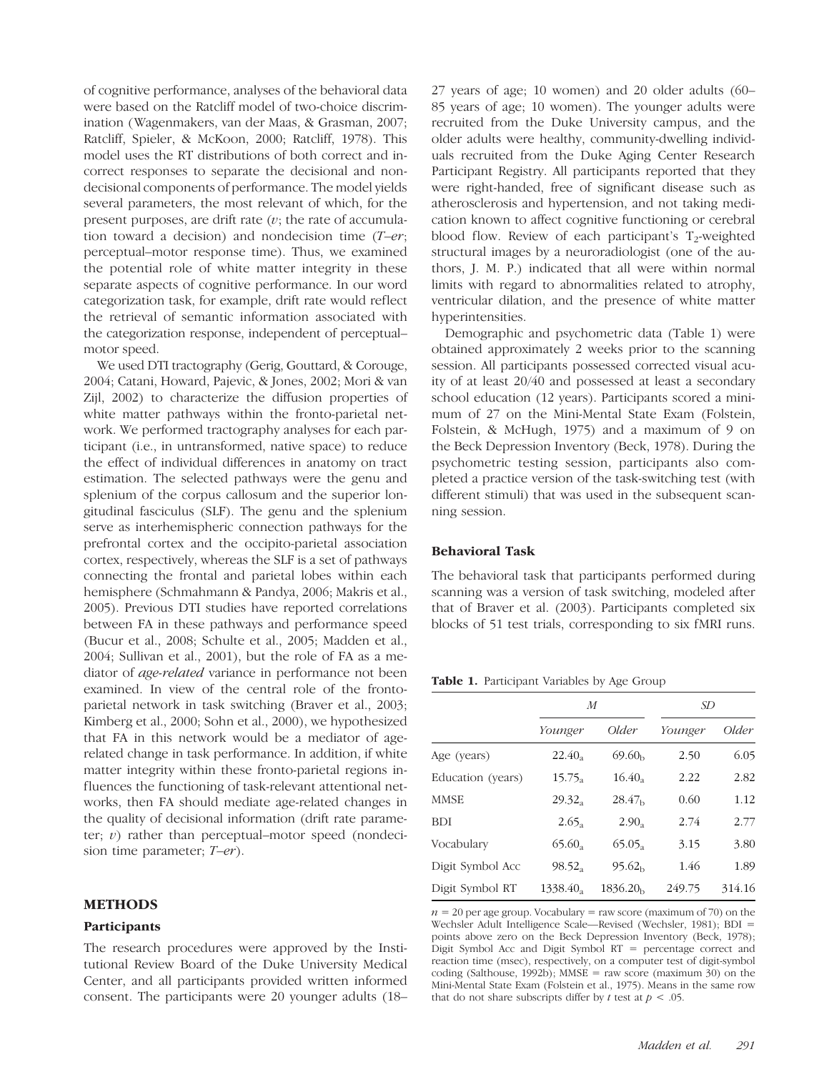of cognitive performance, analyses of the behavioral data were based on the Ratcliff model of two-choice discrimination (Wagenmakers, van der Maas, & Grasman, 2007; Ratcliff, Spieler, & McKoon, 2000; Ratcliff, 1978). This model uses the RT distributions of both correct and incorrect responses to separate the decisional and nondecisional components of performance. The model yields several parameters, the most relevant of which, for the present purposes, are drift rate ($v$; the rate of accumulation toward a decision) and nondecision time ($T\text{–}er$; perceptual–motor response time). Thus, we examined the potential role of white matter integrity in these separate aspects of cognitive performance. In our word categorization task, for example, drift rate would reflect the retrieval of semantic information associated with the categorization response, independent of perceptual–motor speed.

We used DTI tractography (Gerig, Gouttard, & Corouge, 2004; Catani, Howard, Pajevic, & Jones, 2002; Mori & van Zijl, 2002) to characterize the diffusion properties of white matter pathways within the fronto-parietal network. We performed tractography analyses for each participant (i.e., in untransformed, native space) to reduce the effect of individual differences in anatomy on tract estimation. The selected pathways were the genu and splenium of the corpus callosum and the superior longitudinal fasciculus (SLF). The genu and the splenium serve as interhemispheric connection pathways for the prefrontal cortex and the occipito-parietal association cortex, respectively, whereas the SLF is a set of pathways connecting the frontal and parietal lobes within each hemisphere (Schmahmann & Pandya, 2006; Makris et al., 2005). Previous DTI studies have reported correlations between FA in these pathways and performance speed (Bucur et al., 2008; Schulte et al., 2005; Madden et al., 2004; Sullivan et al., 2001), but the role of FA as a mediator of *age-related* variance in performance not been examined. In view of the central role of the fronto-parietal network in task switching (Braver et al., 2003; Kimberg et al., 2000; Sohn et al., 2000), we hypothesized that FA in this network would be a mediator of age-related change in task performance. In addition, if white matter integrity within these fronto-parietal regions influences the functioning of task-relevant attentional networks, then FA should mediate age-related changes in the quality of decisional information (drift rate parameter; $v$) rather than perceptual–motor speed (nondecision time parameter; $T\text{–}er$).

## METHODS

### Participants

The research procedures were approved by the Institutional Review Board of the Duke University Medical Center, and all participants provided written informed consent. The participants were 20 younger adults (18–27 years of age; 10 women) and 20 older adults (60–85 years of age; 10 women). The younger adults were recruited from the Duke University campus, and the older adults were healthy, community-dwelling individuals recruited from the Duke Aging Center Research Participant Registry. All participants reported that they were right-handed, free of significant disease such as atherosclerosis and hypertension, and not taking medication known to affect cognitive functioning or cerebral blood flow. Review of each participant's $T_2$-weighted structural images by a neuroradiologist (one of the authors, J. M. P.) indicated that all were within normal limits with regard to abnormalities related to atrophy, ventricular dilation, and the presence of white matter hyperintensities.

Demographic and psychometric data (Table 1) were obtained approximately 2 weeks prior to the scanning session. All participants possessed corrected visual acuity of at least 20/40 and possessed at least a secondary school education (12 years). Participants scored a minimum of 27 on the Mini-Mental State Exam (Folstein, Folstein, & McHugh, 1975) and a maximum of 9 on the Beck Depression Inventory (Beck, 1978). During the psychometric testing session, participants also completed a practice version of the task-switching test (with different stimuli) that was used in the subsequent scanning session.

### Behavioral Task

The behavioral task that participants performed during scanning was a version of task switching, modeled after that of Braver et al. (2003). Participants completed six blocks of 51 test trials, corresponding to six fMRI runs.

**Table 1.** Participant Variables by Age Group

| | *M* | | *SD* | |
|---|---|---|---|---|
| | *Younger* | *Older* | *Younger* | *Older* |
| Age (years) | $22.40_a$ | $69.60_b$ | 2.50 | 6.05 |
| Education (years) | $15.75_a$ | $16.40_a$ | 2.22 | 2.82 |
| MMSE | $29.32_a$ | $28.47_b$ | 0.60 | 1.12 |
| BDI | $2.65_a$ | $2.90_a$ | 2.74 | 2.77 |
| Vocabulary | $65.60_a$ | $65.05_a$ | 3.15 | 3.80 |
| Digit Symbol Acc | $98.52_a$ | $95.62_b$ | 1.46 | 1.89 |
| Digit Symbol RT | $1338.40_a$ | $1836.20_b$ | 249.75 | 314.16 |

$n = 20$ per age group. Vocabulary = raw score (maximum of 70) on the Wechsler Adult Intelligence Scale—Revised (Wechsler, 1981); BDI = points above zero on the Beck Depression Inventory (Beck, 1978); Digit Symbol Acc and Digit Symbol RT = percentage correct and reaction time (msec), respectively, on a computer test of digit-symbol coding (Salthouse, 1992b); MMSE = raw score (maximum 30) on the Mini-Mental State Exam (Folstein et al., 1975). Means in the same row that do not share subscripts differ by $t$ test at $p < .05$.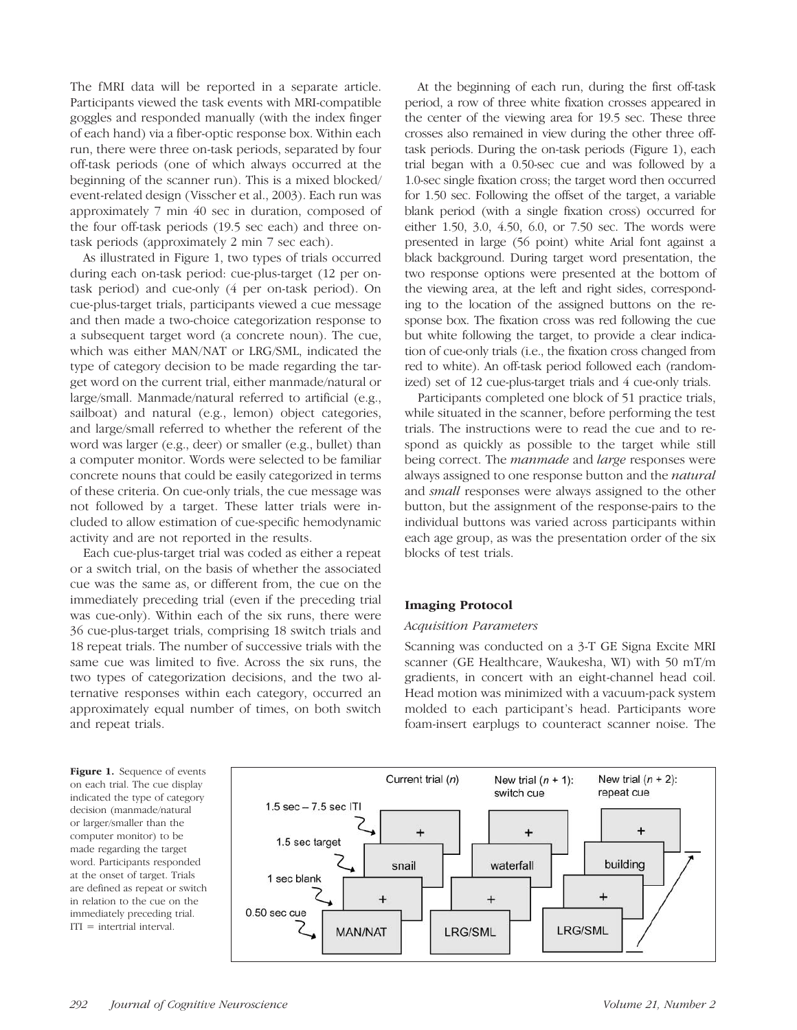The fMRI data will be reported in a separate article. Participants viewed the task events with MRI-compatible goggles and responded manually (with the index finger of each hand) via a fiber-optic response box. Within each run, there were three on-task periods, separated by four off-task periods (one of which always occurred at the beginning of the scanner run). This is a mixed blocked/event-related design (Visscher et al., 2003). Each run was approximately 7 min 40 sec in duration, composed of the four off-task periods (19.5 sec each) and three on-task periods (approximately 2 min 7 sec each).

As illustrated in Figure 1, two types of trials occurred during each on-task period: cue-plus-target (12 per on-task period) and cue-only (4 per on-task period). On cue-plus-target trials, participants viewed a cue message and then made a two-choice categorization response to a subsequent target word (a concrete noun). The cue, which was either MAN/NAT or LRG/SML, indicated the type of category decision to be made regarding the target word on the current trial, either manmade/natural or large/small. Manmade/natural referred to artificial (e.g., sailboat) and natural (e.g., lemon) object categories, and large/small referred to whether the referent of the word was larger (e.g., deer) or smaller (e.g., bullet) than a computer monitor. Words were selected to be familiar concrete nouns that could be easily categorized in terms of these criteria. On cue-only trials, the cue message was not followed by a target. These latter trials were included to allow estimation of cue-specific hemodynamic activity and are not reported in the results.

Each cue-plus-target trial was coded as either a repeat or a switch trial, on the basis of whether the associated cue was the same as, or different from, the cue on the immediately preceding trial (even if the preceding trial was cue-only). Within each of the six runs, there were 36 cue-plus-target trials, comprising 18 switch trials and 18 repeat trials. The number of successive trials with the same cue was limited to five. Across the six runs, the two types of categorization decisions, and the two alternative responses within each category, occurred an approximately equal number of times, on both switch and repeat trials.

At the beginning of each run, during the first off-task period, a row of three white fixation crosses appeared in the center of the viewing area for 19.5 sec. These three crosses also remained in view during the other three off-task periods. During the on-task periods (Figure 1), each trial began with a 0.50-sec cue and was followed by a 1.0-sec single fixation cross; the target word then occurred for 1.50 sec. Following the offset of the target, a variable blank period (with a single fixation cross) occurred for either 1.50, 3.0, 4.50, 6.0, or 7.50 sec. The words were presented in large (56 point) white Arial font against a black background. During target word presentation, the two response options were presented at the bottom of the viewing area, at the left and right sides, corresponding to the location of the assigned buttons on the response box. The fixation cross was red following the cue but white following the target, to provide a clear indication of cue-only trials (i.e., the fixation cross changed from red to white). An off-task period followed each (randomized) set of 12 cue-plus-target trials and 4 cue-only trials.

Participants completed one block of 51 practice trials, while situated in the scanner, before performing the test trials. The instructions were to read the cue and to respond as quickly as possible to the target while still being correct. The *manmade* and *large* responses were always assigned to one response button and the *natural* and *small* responses were always assigned to the other button, but the assignment of the response-pairs to the individual buttons was varied across participants within each age group, as was the presentation order of the six blocks of test trials.

## Imaging Protocol

### *Acquisition Parameters*

Scanning was conducted on a 3-T GE Signa Excite MRI scanner (GE Healthcare, Waukesha, WI) with 50 mT/m gradients, in concert with an eight-channel head coil. Head motion was minimized with a vacuum-pack system molded to each participant's head. Participants wore foam-insert earplugs to counteract scanner noise. The

**Figure 1.** Sequence of events on each trial. The cue display indicated the type of category decision (manmade/natural or larger/smaller than the computer monitor) to be made regarding the target word. Participants responded at the onset of target. Trials are defined as repeat or switch in relation to the cue on the immediately preceding trial. ITI = intertrial interval.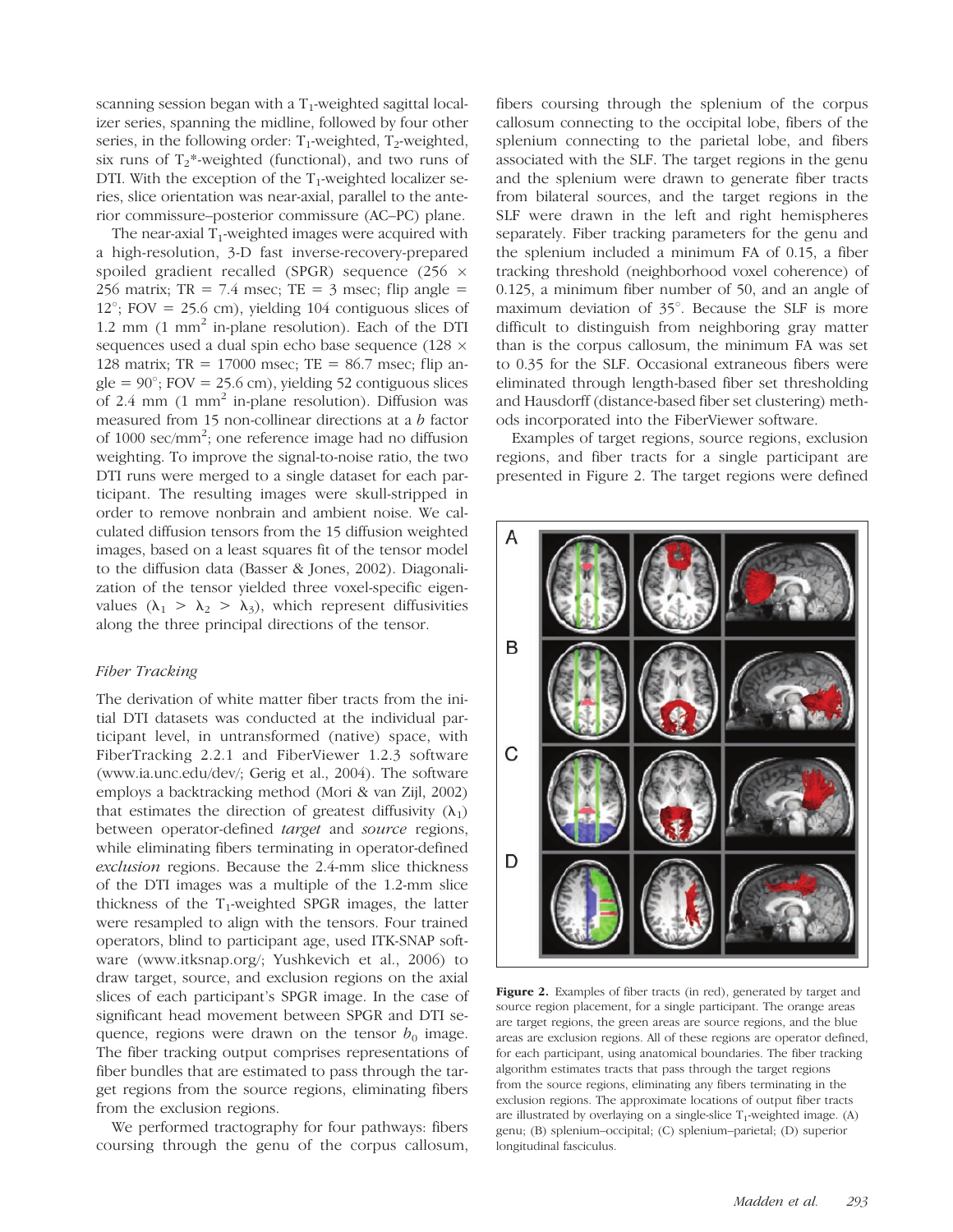scanning session began with a $T_1$-weighted sagittal localizer series, spanning the midline, followed by four other series, in the following order: $T_1$-weighted, $T_2$-weighted, six runs of $T_2$*-weighted (functional), and two runs of DTI. With the exception of the $T_1$-weighted localizer series, slice orientation was near-axial, parallel to the anterior commissure–posterior commissure (AC–PC) plane.

The near-axial $T_1$-weighted images were acquired with a high-resolution, 3-D fast inverse-recovery-prepared spoiled gradient recalled (SPGR) sequence ($256 \times 256$ matrix; TR = 7.4 msec; TE = 3 msec; flip angle = 12°; FOV = 25.6 cm), yielding 104 contiguous slices of 1.2 mm (1 $mm^2$ in-plane resolution). Each of the DTI sequences used a dual spin echo base sequence ($128 \times 128$ matrix; TR = 17000 msec; TE = 86.7 msec; flip angle = 90°; FOV = 25.6 cm), yielding 52 contiguous slices of 2.4 mm (1 $mm^2$ in-plane resolution). Diffusion was measured from 15 non-collinear directions at a $b$ factor of 1000 sec/$mm^2$; one reference image had no diffusion weighting. To improve the signal-to-noise ratio, the two DTI runs were merged to a single dataset for each participant. The resulting images were skull-stripped in order to remove nonbrain and ambient noise. We calculated diffusion tensors from the 15 diffusion weighted images, based on a least squares fit of the tensor model to the diffusion data (Basser & Jones, 2002). Diagonalization of the tensor yielded three voxel-specific eigenvalues ($\lambda_1 > \lambda_2 > \lambda_3$), which represent diffusivities along the three principal directions of the tensor.

### *Fiber Tracking*

The derivation of white matter fiber tracts from the initial DTI datasets was conducted at the individual participant level, in untransformed (native) space, with FiberTracking 2.2.1 and FiberViewer 1.2.3 software (www.ia.unc.edu/dev/; Gerig et al., 2004). The software employs a backtracking method (Mori & van Zijl, 2002) that estimates the direction of greatest diffusivity ($\lambda_1$) between operator-defined *target* and *source* regions, while eliminating fibers terminating in operator-defined *exclusion* regions. Because the 2.4-mm slice thickness of the DTI images was a multiple of the 1.2-mm slice thickness of the $T_1$-weighted SPGR images, the latter were resampled to align with the tensors. Four trained operators, blind to participant age, used ITK-SNAP software (www.itksnap.org/; Yushkevich et al., 2006) to draw target, source, and exclusion regions on the axial slices of each participant's SPGR image. In the case of significant head movement between SPGR and DTI sequence, regions were drawn on the tensor $b_0$ image. The fiber tracking output comprises representations of fiber bundles that are estimated to pass through the target regions from the source regions, eliminating fibers from the exclusion regions.

We performed tractography for four pathways: fibers coursing through the genu of the corpus callosum, fibers coursing through the splenium of the corpus callosum connecting to the occipital lobe, fibers of the splenium connecting to the parietal lobe, and fibers associated with the SLF. The target regions in the genu and the splenium were drawn to generate fiber tracts from bilateral sources, and the target regions in the SLF were drawn in the left and right hemispheres separately. Fiber tracking parameters for the genu and the splenium included a minimum FA of 0.15, a fiber tracking threshold (neighborhood voxel coherence) of 0.125, a minimum fiber number of 50, and an angle of maximum deviation of 35°. Because the SLF is more difficult to distinguish from neighboring gray matter than is the corpus callosum, the minimum FA was set to 0.35 for the SLF. Occasional extraneous fibers were eliminated through length-based fiber set thresholding and Hausdorff (distance-based fiber set clustering) methods incorporated into the FiberViewer software.

Examples of target regions, source regions, exclusion regions, and fiber tracts for a single participant are presented in Figure 2. The target regions were defined

**Figure 2.** Examples of fiber tracts (in red), generated by target and source region placement, for a single participant. The orange areas are target regions, the green areas are source regions, and the blue areas are exclusion regions. All of these regions are operator defined, for each participant, using anatomical boundaries. The fiber tracking algorithm estimates tracts that pass through the target regions from the source regions, eliminating any fibers terminating in the exclusion regions. The approximate locations of output fiber tracts are illustrated by overlaying on a single-slice $T_1$-weighted image. (A) genu; (B) splenium–occipital; (C) splenium–parietal; (D) superior longitudinal fasciculus.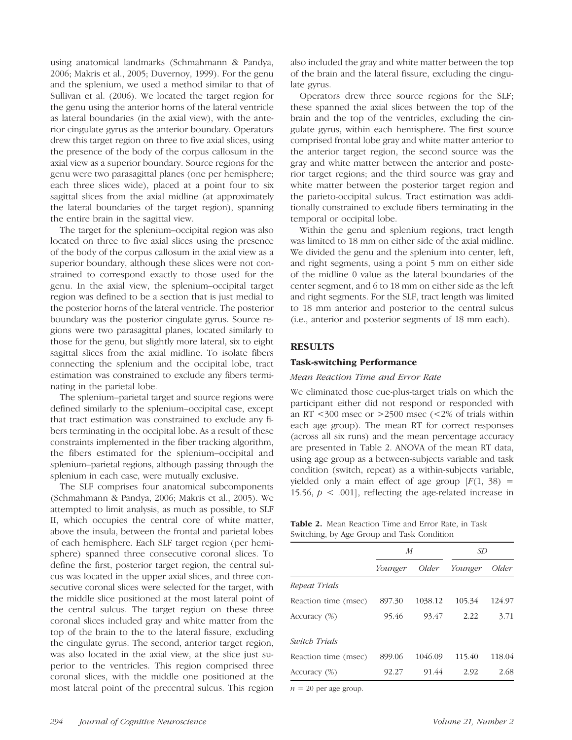using anatomical landmarks (Schmahmann & Pandya, 2006; Makris et al., 2005; Duvernoy, 1999). For the genu and the splenium, we used a method similar to that of Sullivan et al. (2006). We located the target region for the genu using the anterior horns of the lateral ventricle as lateral boundaries (in the axial view), with the anterior cingulate gyrus as the anterior boundary. Operators drew this target region on three to five axial slices, using the presence of the body of the corpus callosum in the axial view as a superior boundary. Source regions for the genu were two parasagittal planes (one per hemisphere; each three slices wide), placed at a point four to six sagittal slices from the axial midline (at approximately the lateral boundaries of the target region), spanning the entire brain in the sagittal view.

The target for the splenium–occipital region was also located on three to five axial slices using the presence of the body of the corpus callosum in the axial view as a superior boundary, although these slices were not constrained to correspond exactly to those used for the genu. In the axial view, the splenium–occipital target region was defined to be a section that is just medial to the posterior horns of the lateral ventricle. The posterior boundary was the posterior cingulate gyrus. Source regions were two parasagittal planes, located similarly to those for the genu, but slightly more lateral, six to eight sagittal slices from the axial midline. To isolate fibers connecting the splenium and the occipital lobe, tract estimation was constrained to exclude any fibers terminating in the parietal lobe.

The splenium–parietal target and source regions were defined similarly to the splenium–occipital case, except that tract estimation was constrained to exclude any fibers terminating in the occipital lobe. As a result of these constraints implemented in the fiber tracking algorithm, the fibers estimated for the splenium–occipital and splenium–parietal regions, although passing through the splenium in each case, were mutually exclusive.

The SLF comprises four anatomical subcomponents (Schmahmann & Pandya, 2006; Makris et al., 2005). We attempted to limit analysis, as much as possible, to SLF II, which occupies the central core of white matter, above the insula, between the frontal and parietal lobes of each hemisphere. Each SLF target region (per hemisphere) spanned three consecutive coronal slices. To define the first, posterior target region, the central sulcus was located in the upper axial slices, and three consecutive coronal slices were selected for the target, with the middle slice positioned at the most lateral point of the central sulcus. The target region on these three coronal slices included gray and white matter from the top of the brain to the to the lateral fissure, excluding the cingulate gyrus. The second, anterior target region, was also located in the axial view, at the slice just superior to the ventricles. This region comprised three coronal slices, with the middle one positioned at the most lateral point of the precentral sulcus. This region also included the gray and white matter between the top of the brain and the lateral fissure, excluding the cingulate gyrus.

Operators drew three source regions for the SLF; these spanned the axial slices between the top of the brain and the top of the ventricles, excluding the cingulate gyrus, within each hemisphere. The first source comprised frontal lobe gray and white matter anterior to the anterior target region, the second source was the gray and white matter between the anterior and posterior target regions; and the third source was gray and white matter between the posterior target region and the parieto-occipital sulcus. Tract estimation was additionally constrained to exclude fibers terminating in the temporal or occipital lobe.

Within the genu and splenium regions, tract length was limited to 18 mm on either side of the axial midline. We divided the genu and the splenium into center, left, and right segments, using a point 5 mm on either side of the midline 0 value as the lateral boundaries of the center segment, and 6 to 18 mm on either side as the left and right segments. For the SLF, tract length was limited to 18 mm anterior and posterior to the central sulcus (i.e., anterior and posterior segments of 18 mm each).

## RESULTS

### Task-switching Performance

#### *Mean Reaction Time and Error Rate*

We eliminated those cue-plus-target trials on which the participant either did not respond or responded with an RT <300 msec or >2500 msec (<2% of trials within each age group). The mean RT for correct responses (across all six runs) and the mean percentage accuracy are presented in Table 2. ANOVA of the mean RT data, using age group as a between-subjects variable and task condition (switch, repeat) as a within-subjects variable, yielded only a main effect of age group [$F(1, 38) = 15.56$, $p < .001$], reflecting the age-related increase in

**Table 2.** Mean Reaction Time and Error Rate, in Task Switching, by Age Group and Task Condition

| | *M* | | *SD* | |
|---|---|---|---|---|
| | *Younger* | *Older* | *Younger* | *Older* |
| *Repeat Trials* | | | | |
| Reaction time (msec) | 897.30 | 1038.12 | 105.34 | 124.97 |
| Accuracy (%) | 95.46 | 93.47 | 2.22 | 3.71 |
| *Switch Trials* | | | | |
| Reaction time (msec) | 899.06 | 1046.09 | 115.40 | 118.04 |
| Accuracy (%) | 92.27 | 91.44 | 2.92 | 2.68 |

$n = 20$ per age group.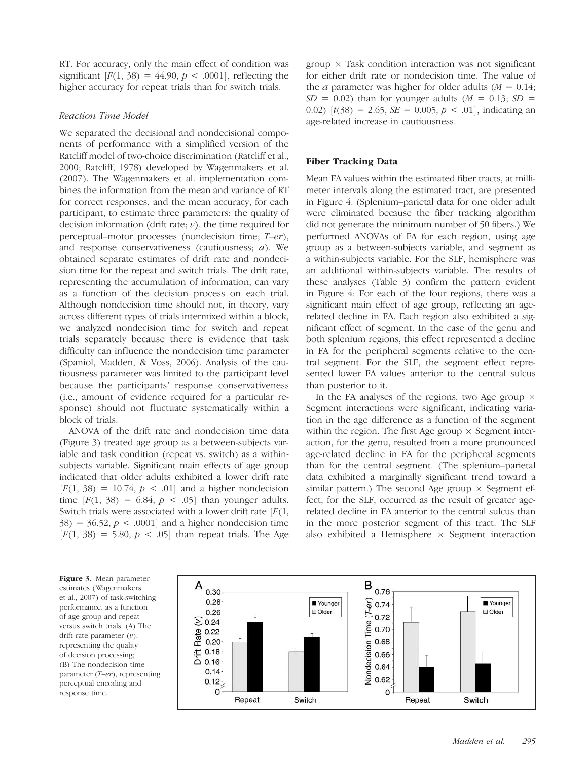RT. For accuracy, only the main effect of condition was significant [$F(1, 38) = 44.90$, $p < .0001$], reflecting the higher accuracy for repeat trials than for switch trials.

### *Reaction Time Model*

We separated the decisional and nondecisional components of performance with a simplified version of the Ratcliff model of two-choice discrimination (Ratcliff et al., 2000; Ratcliff, 1978) developed by Wagenmakers et al. (2007). The Wagenmakers et al. implementation combines the information from the mean and variance of RT for correct responses, and the mean accuracy, for each participant, to estimate three parameters: the quality of decision information (drift rate; $v$), the time required for perceptual–motor processes (nondecision time; $T\text{–}er$), and response conservativeness (cautiousness; $a$). We obtained separate estimates of drift rate and nondecision time for the repeat and switch trials. The drift rate, representing the accumulation of information, can vary as a function of the decision process on each trial. Although nondecision time should not, in theory, vary across different types of trials intermixed within a block, we analyzed nondecision time for switch and repeat trials separately because there is evidence that task difficulty can influence the nondecision time parameter (Spaniol, Madden, & Voss, 2006). Analysis of the cautiousness parameter was limited to the participant level because the participants' response conservativeness (i.e., amount of evidence required for a particular response) should not fluctuate systematically within a block of trials.

ANOVA of the drift rate and nondecision time data (Figure 3) treated age group as a between-subjects variable and task condition (repeat vs. switch) as a within-subjects variable. Significant main effects of age group indicated that older adults exhibited a lower drift rate [$F(1, 38) = 10.74$, $p < .01$] and a higher nondecision time [$F(1, 38) = 6.84$, $p < .05$] than younger adults. Switch trials were associated with a lower drift rate [$F(1, 38) = 36.52$, $p < .0001$] and a higher nondecision time [$F(1, 38) = 5.80$, $p < .05$] than repeat trials. The Age group × Task condition interaction was not significant for either drift rate or nondecision time. The value of the $a$ parameter was higher for older adults ($M = 0.14$; $SD = 0.02$) than for younger adults ($M = 0.13$; $SD = 0.02$) [$t(38) = 2.65$, $SE = 0.005$, $p < .01$], indicating an age-related increase in cautiousness.

## Fiber Tracking Data

Mean FA values within the estimated fiber tracts, at millimeter intervals along the estimated tract, are presented in Figure 4. (Splenium–parietal data for one older adult were eliminated because the fiber tracking algorithm did not generate the minimum number of 50 fibers.) We performed ANOVAs of FA for each region, using age group as a between-subjects variable, and segment as a within-subjects variable. For the SLF, hemisphere was an additional within-subjects variable. The results of these analyses (Table 3) confirm the pattern evident in Figure 4: For each of the four regions, there was a significant main effect of age group, reflecting an age-related decline in FA. Each region also exhibited a significant effect of segment. In the case of the genu and both splenium regions, this effect represented a decline in FA for the peripheral segments relative to the central segment. For the SLF, the segment effect represented lower FA values anterior to the central sulcus than posterior to it.

In the FA analyses of the regions, two Age group × Segment interactions were significant, indicating variation in the age difference as a function of the segment within the region. The first Age group × Segment interaction, for the genu, resulted from a more pronounced age-related decline in FA for the peripheral segments than for the central segment. (The splenium–parietal data exhibited a marginally significant trend toward a similar pattern.) The second Age group × Segment effect, for the SLF, occurred as the result of greater age-related decline in FA anterior to the central sulcus than in the more posterior segment of this tract. The SLF also exhibited a Hemisphere × Segment interaction

**Figure 3.** Mean parameter estimates (Wagenmakers et al., 2007) of task-switching performance, as a function of age group and repeat versus switch trials. (A) The drift rate parameter ($v$), representing the quality of decision processing; (B) The nondecision time parameter ($T\text{–}er$), representing perceptual encoding and response time.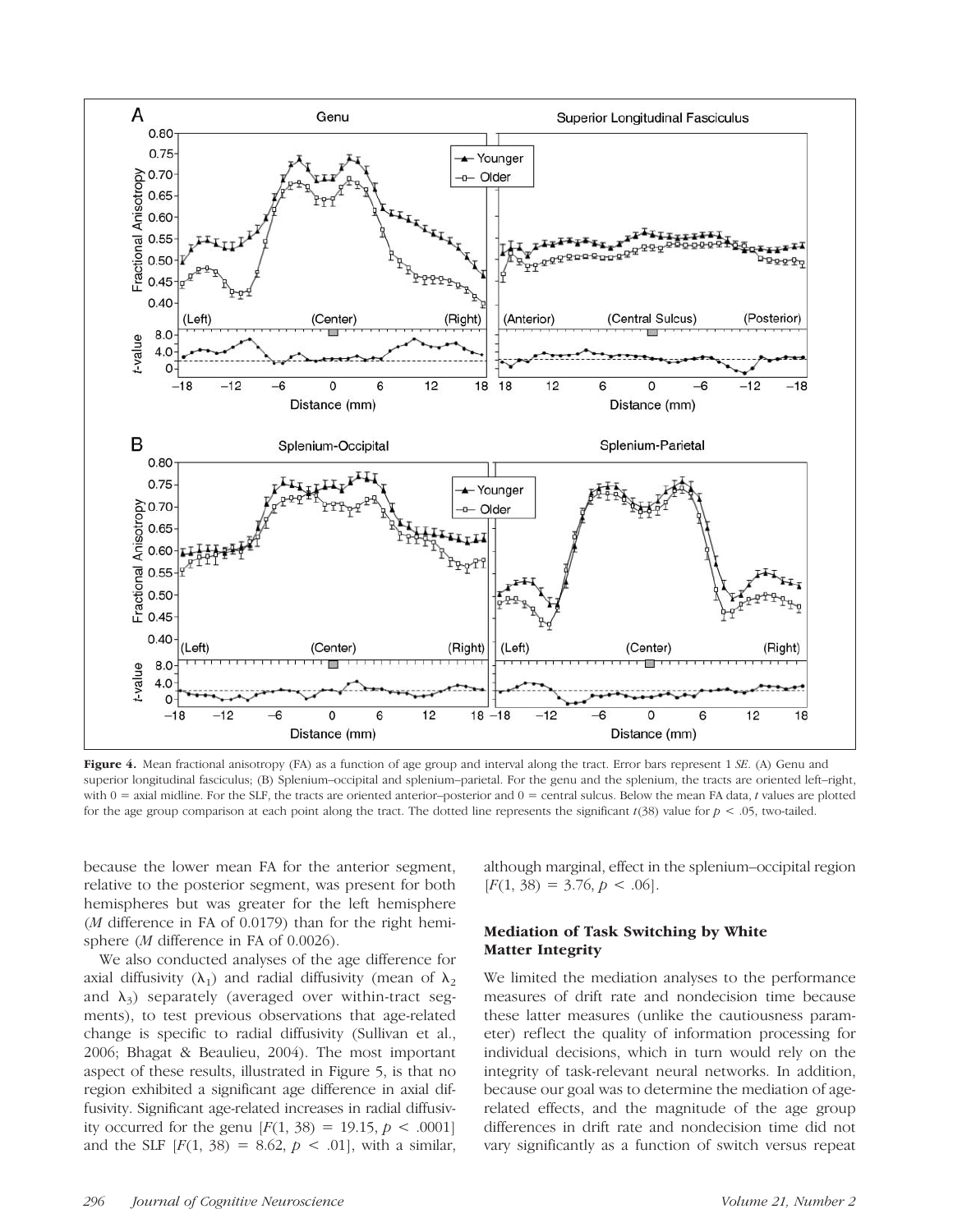**Figure 4.** Mean fractional anisotropy (FA) as a function of age group and interval along the tract. Error bars represent 1 *SE*. (A) Genu and superior longitudinal fasciculus; (B) Splenium–occipital and splenium–parietal. For the genu and the splenium, the tracts are oriented left–right, with 0 = axial midline. For the SLF, the tracts are oriented anterior–posterior and 0 = central sulcus. Below the mean FA data, *t* values are plotted for the age group comparison at each point along the tract. The dotted line represents the significant $t(38)$ value for $p < .05$, two-tailed.

because the lower mean FA for the anterior segment, relative to the posterior segment, was present for both hemispheres but was greater for the left hemisphere (*M* difference in FA of 0.0179) than for the right hemisphere (*M* difference in FA of 0.0026).

We also conducted analyses of the age difference for axial diffusivity ($\lambda_1$) and radial diffusivity (mean of $\lambda_2$ and $\lambda_3$) separately (averaged over within-tract segments), to test previous observations that age-related change is specific to radial diffusivity (Sullivan et al., 2006; Bhagat & Beaulieu, 2004). The most important aspect of these results, illustrated in Figure 5, is that no region exhibited a significant age difference in axial diffusivity. Significant age-related increases in radial diffusivity occurred for the genu [$F(1, 38) = 19.15$, $p < .0001$] and the SLF [$F(1, 38) = 8.62$, $p < .01$], with a similar, although marginal, effect in the splenium–occipital region [$F(1, 38) = 3.76$, $p < .06$].

## Mediation of Task Switching by White Matter Integrity

We limited the mediation analyses to the performance measures of drift rate and nondecision time because these latter measures (unlike the cautiousness parameter) reflect the quality of information processing for individual decisions, which in turn would rely on the integrity of task-relevant neural networks. In addition, because our goal was to determine the mediation of age-related effects, and the magnitude of the age group differences in drift rate and nondecision time did not vary significantly as a function of switch versus repeat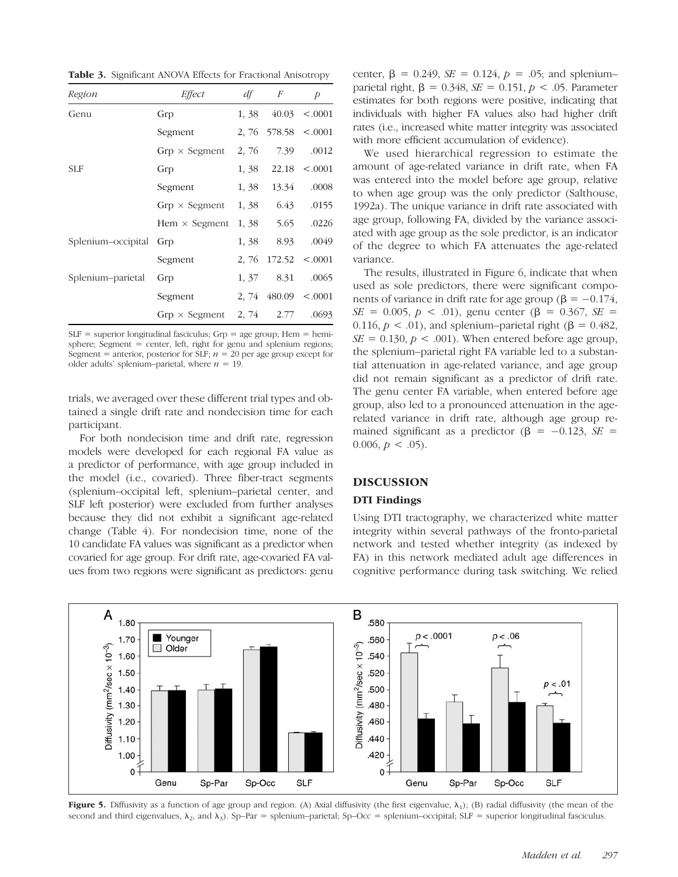**Table 3.** Significant ANOVA Effects for Fractional Anisotropy

| Region | Effect | df | F | p |
|---|---|---|---|---|
| Genu | Grp | 1, 38 | 40.03 | <.0001 |
| | Segment | 2, 76 | 578.58 | <.0001 |
| | Grp × Segment | 2, 76 | 7.39 | .0012 |
| SLF | Grp | 1, 38 | 22.18 | <.0001 |
| | Segment | 1, 38 | 13.34 | .0008 |
| | Grp × Segment | 1, 38 | 6.43 | .0155 |
| | Hem × Segment | 1, 38 | 5.65 | .0226 |
| Splenium–occipital | Grp | 1, 38 | 8.93 | .0049 |
| | Segment | 2, 76 | 172.52 | <.0001 |
| Splenium–parietal | Grp | 1, 37 | 8.31 | .0065 |
| | Segment | 2, 74 | 480.09 | <.0001 |
| | Grp × Segment | 2, 74 | 2.77 | .0693 |

SLF = superior longitudinal fasciculus; Grp = age group; Hem = hemisphere; Segment = center, left, right for genu and splenium regions; Segment = anterior, posterior for SLF; $n = 20$ per age group except for older adults' splenium–parietal, where $n = 19$.

trials, we averaged over these different trial types and obtained a single drift rate and nondecision time for each participant.

For both nondecision time and drift rate, regression models were developed for each regional FA value as a predictor of performance, with age group included in the model (i.e., covaried). Three fiber-tract segments (splenium–occipital left, splenium–parietal center, and SLF left posterior) were excluded from further analyses because they did not exhibit a significant age-related change (Table 4). For nondecision time, none of the 10 candidate FA values was significant as a predictor when covaried for age group. For drift rate, age-covaried FA values from two regions were significant as predictors: genu center, $\beta = 0.249$, $SE = 0.124$, $p = .05$; and splenium–parietal right, $\beta = 0.348$, $SE = 0.151$, $p < .05$. Parameter estimates for both regions were positive, indicating that individuals with higher FA values also had higher drift rates (i.e., increased white matter integrity was associated with more efficient accumulation of evidence).

We used hierarchical regression to estimate the amount of age-related variance in drift rate, when FA was entered into the model before age group, relative to when age group was the only predictor (Salthouse, 1992a). The unique variance in drift rate associated with age group, following FA, divided by the variance associated with age group as the sole predictor, is an indicator of the degree to which FA attenuates the age-related variance.

The results, illustrated in Figure 6, indicate that when used as sole predictors, there were significant components of variance in drift rate for age group ($\beta = -0.174$, $SE = 0.005$, $p < .01$), genu center ($\beta = 0.367$, $SE = 0.116$, $p < .01$), and splenium–parietal right ($\beta = 0.482$, $SE = 0.130$, $p < .001$). When entered before age group, the splenium–parietal right FA variable led to a substantial attenuation in age-related variance, and age group did not remain significant as a predictor of drift rate. The genu center FA variable, when entered before age group, also led to a pronounced attenuation in the age-related variance in drift rate, although age group remained significant as a predictor ($\beta = -0.123$, $SE = 0.006$, $p < .05$).

## DISCUSSION

### DTI Findings

Using DTI tractography, we characterized white matter integrity within several pathways of the fronto-parietal network and tested whether integrity (as indexed by FA) in this network mediated adult age differences in cognitive performance during task switching. We relied

**Figure 5.** Diffusivity as a function of age group and region. (A) Axial diffusivity (the first eigenvalue, $\lambda_1$); (B) radial diffusivity (the mean of the second and third eigenvalues, $\lambda_2$, and $\lambda_3$). Sp–Par = splenium–parietal; Sp–Occ = splenium–occipital; SLF = superior longitudinal fasciculus.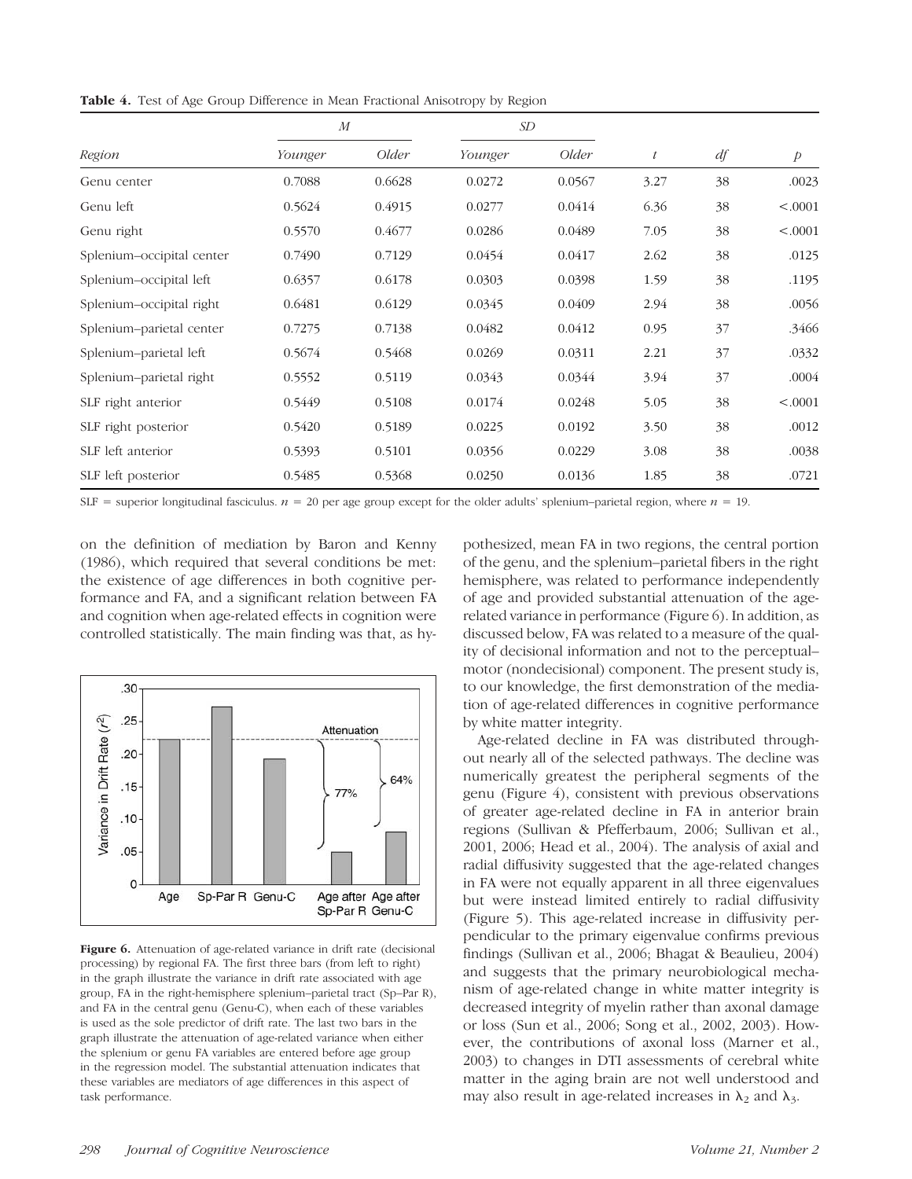**Table 4.** Test of Age Group Difference in Mean Fractional Anisotropy by Region

| Region | *M* | | *SD* | | | | |
|---|---|---|---|---|---|---|---|
| | *Younger* | *Older* | *Younger* | *Older* | *t* | *df* | *p* |
| Genu center | 0.7088 | 0.6628 | 0.0272 | 0.0567 | 3.27 | 38 | .0023 |
| Genu left | 0.5624 | 0.4915 | 0.0277 | 0.0414 | 6.36 | 38 | <.0001 |
| Genu right | 0.5570 | 0.4677 | 0.0286 | 0.0489 | 7.05 | 38 | <.0001 |
| Splenium–occipital center | 0.7490 | 0.7129 | 0.0454 | 0.0417 | 2.62 | 38 | .0125 |
| Splenium–occipital left | 0.6357 | 0.6178 | 0.0303 | 0.0398 | 1.59 | 38 | .1195 |
| Splenium–occipital right | 0.6481 | 0.6129 | 0.0345 | 0.0409 | 2.94 | 38 | .0056 |
| Splenium–parietal center | 0.7275 | 0.7138 | 0.0482 | 0.0412 | 0.95 | 37 | .3466 |
| Splenium–parietal left | 0.5674 | 0.5468 | 0.0269 | 0.0311 | 2.21 | 37 | .0332 |
| Splenium–parietal right | 0.5552 | 0.5119 | 0.0343 | 0.0344 | 3.94 | 37 | .0004 |
| SLF right anterior | 0.5449 | 0.5108 | 0.0174 | 0.0248 | 5.05 | 38 | <.0001 |
| SLF right posterior | 0.5420 | 0.5189 | 0.0225 | 0.0192 | 3.50 | 38 | .0012 |
| SLF left anterior | 0.5393 | 0.5101 | 0.0356 | 0.0229 | 3.08 | 38 | .0038 |
| SLF left posterior | 0.5485 | 0.5368 | 0.0250 | 0.0136 | 1.85 | 38 | .0721 |

SLF = superior longitudinal fasciculus. $n = 20$ per age group except for the older adults' splenium–parietal region, where $n = 19$.

on the definition of mediation by Baron and Kenny (1986), which required that several conditions be met: the existence of age differences in both cognitive performance and FA, and a significant relation between FA and cognition when age-related effects in cognition were controlled statistically. The main finding was that, as hypothesized, mean FA in two regions, the central portion of the genu, and the splenium–parietal fibers in the right hemisphere, was related to performance independently of age and provided substantial attenuation of the age-related variance in performance (Figure 6). In addition, as discussed below, FA was related to a measure of the quality of decisional information and not to the perceptual–motor (nondecisional) component. The present study is, to our knowledge, the first demonstration of the mediation of age-related differences in cognitive performance by white matter integrity.

**Figure 6.** Attenuation of age-related variance in drift rate (decisional processing) by regional FA. The first three bars (from left to right) in the graph illustrate the variance in drift rate associated with age group, FA in the right-hemisphere splenium–parietal tract (Sp–Par R), and FA in the central genu (Genu-C), when each of these variables is used as the sole predictor of drift rate. The last two bars in the graph illustrate the attenuation of age-related variance when either the splenium or genu FA variables are entered before age group in the regression model. The substantial attenuation indicates that these variables are mediators of age differences in this aspect of task performance.

Age-related decline in FA was distributed throughout nearly all of the selected pathways. The decline was numerically greatest the peripheral segments of the genu (Figure 4), consistent with previous observations of greater age-related decline in FA in anterior brain regions (Sullivan & Pfefferbaum, 2006; Sullivan et al., 2001, 2006; Head et al., 2004). The analysis of axial and radial diffusivity suggested that the age-related changes in FA were not equally apparent in all three eigenvalues but were instead limited entirely to radial diffusivity (Figure 5). This age-related increase in diffusivity perpendicular to the primary eigenvalue confirms previous findings (Sullivan et al., 2006; Bhagat & Beaulieu, 2004) and suggests that the primary neurobiological mechanism of age-related change in white matter integrity is decreased integrity of myelin rather than axonal damage or loss (Sun et al., 2006; Song et al., 2002, 2003). However, the contributions of axonal loss (Marner et al., 2003) to changes in DTI assessments of cerebral white matter in the aging brain are not well understood and may also result in age-related increases in $\lambda_2$ and $\lambda_3$.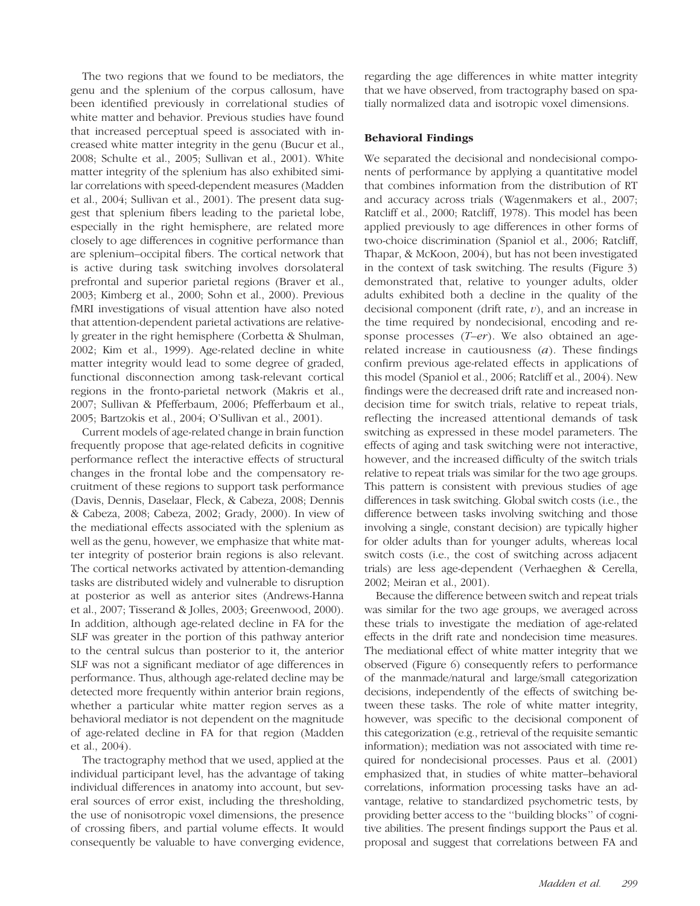The two regions that we found to be mediators, the genu and the splenium of the corpus callosum, have been identified previously in correlational studies of white matter and behavior. Previous studies have found that increased perceptual speed is associated with increased white matter integrity in the genu (Bucur et al., 2008; Schulte et al., 2005; Sullivan et al., 2001). White matter integrity of the splenium has also exhibited similar correlations with speed-dependent measures (Madden et al., 2004; Sullivan et al., 2001). The present data suggest that splenium fibers leading to the parietal lobe, especially in the right hemisphere, are related more closely to age differences in cognitive performance than are splenium–occipital fibers. The cortical network that is active during task switching involves dorsolateral prefrontal and superior parietal regions (Braver et al., 2003; Kimberg et al., 2000; Sohn et al., 2000). Previous fMRI investigations of visual attention have also noted that attention-dependent parietal activations are relatively greater in the right hemisphere (Corbetta & Shulman, 2002; Kim et al., 1999). Age-related decline in white matter integrity would lead to some degree of graded, functional disconnection among task-relevant cortical regions in the fronto-parietal network (Makris et al., 2007; Sullivan & Pfefferbaum, 2006; Pfefferbaum et al., 2005; Bartzokis et al., 2004; O'Sullivan et al., 2001).

Current models of age-related change in brain function frequently propose that age-related deficits in cognitive performance reflect the interactive effects of structural changes in the frontal lobe and the compensatory recruitment of these regions to support task performance (Davis, Dennis, Daselaar, Fleck, & Cabeza, 2008; Dennis & Cabeza, 2008; Cabeza, 2002; Grady, 2000). In view of the mediational effects associated with the splenium as well as the genu, however, we emphasize that white matter integrity of posterior brain regions is also relevant. The cortical networks activated by attention-demanding tasks are distributed widely and vulnerable to disruption at posterior as well as anterior sites (Andrews-Hanna et al., 2007; Tisserand & Jolles, 2003; Greenwood, 2000). In addition, although age-related decline in FA for the SLF was greater in the portion of this pathway anterior to the central sulcus than posterior to it, the anterior SLF was not a significant mediator of age differences in performance. Thus, although age-related decline may be detected more frequently within anterior brain regions, whether a particular white matter region serves as a behavioral mediator is not dependent on the magnitude of age-related decline in FA for that region (Madden et al., 2004).

The tractography method that we used, applied at the individual participant level, has the advantage of taking individual differences in anatomy into account, but several sources of error exist, including the thresholding, the use of nonisotropic voxel dimensions, the presence of crossing fibers, and partial volume effects. It would consequently be valuable to have converging evidence, regarding the age differences in white matter integrity that we have observed, from tractography based on spatially normalized data and isotropic voxel dimensions.

## Behavioral Findings

We separated the decisional and nondecisional components of performance by applying a quantitative model that combines information from the distribution of RT and accuracy across trials (Wagenmakers et al., 2007; Ratcliff et al., 2000; Ratcliff, 1978). This model has been applied previously to age differences in other forms of two-choice discrimination (Spaniol et al., 2006; Ratcliff, Thapar, & McKoon, 2004), but has not been investigated in the context of task switching. The results (Figure 3) demonstrated that, relative to younger adults, older adults exhibited both a decline in the quality of the decisional component (drift rate, $v$), and an increase in the time required by nondecisional, encoding and response processes (*T–er*). We also obtained an age-related increase in cautiousness ($a$). These findings confirm previous age-related effects in applications of this model (Spaniol et al., 2006; Ratcliff et al., 2004). New findings were the decreased drift rate and increased nondecision time for switch trials, relative to repeat trials, reflecting the increased attentional demands of task switching as expressed in these model parameters. The effects of aging and task switching were not interactive, however, and the increased difficulty of the switch trials relative to repeat trials was similar for the two age groups. This pattern is consistent with previous studies of age differences in task switching. Global switch costs (i.e., the difference between tasks involving switching and those involving a single, constant decision) are typically higher for older adults than for younger adults, whereas local switch costs (i.e., the cost of switching across adjacent trials) are less age-dependent (Verhaeghen & Cerella, 2002; Meiran et al., 2001).

Because the difference between switch and repeat trials was similar for the two age groups, we averaged across these trials to investigate the mediation of age-related effects in the drift rate and nondecision time measures. The mediational effect of white matter integrity that we observed (Figure 6) consequently refers to performance of the manmade/natural and large/small categorization decisions, independently of the effects of switching between these tasks. The role of white matter integrity, however, was specific to the decisional component of this categorization (e.g., retrieval of the requisite semantic information); mediation was not associated with time required for nondecisional processes. Paus et al. (2001) emphasized that, in studies of white matter–behavioral correlations, information processing tasks have an advantage, relative to standardized psychometric tests, by providing better access to the ''building blocks'' of cognitive abilities. The present findings support the Paus et al. proposal and suggest that correlations between FA and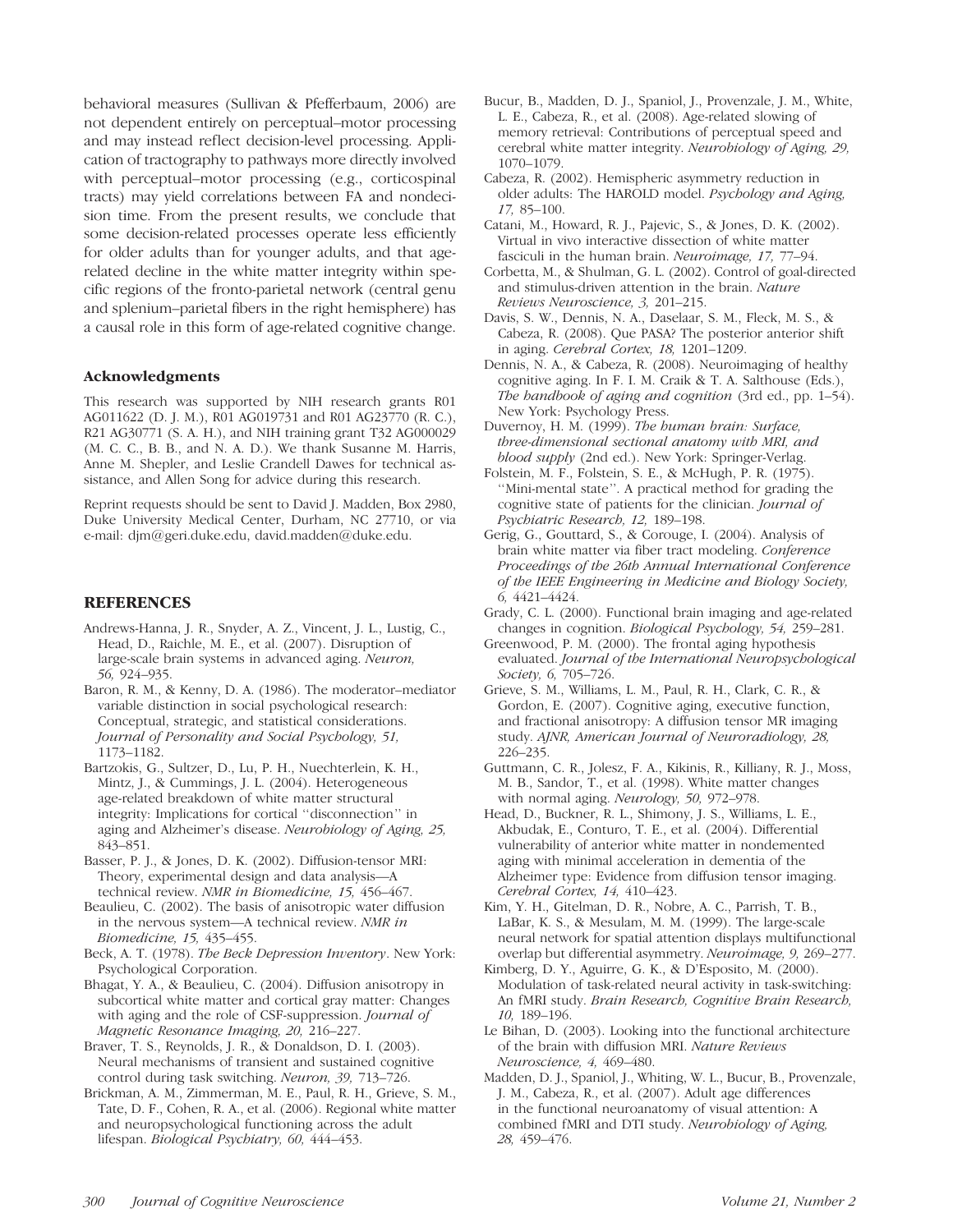behavioral measures (Sullivan & Pfefferbaum, 2006) are not dependent entirely on perceptual–motor processing and may instead reflect decision-level processing. Application of tractography to pathways more directly involved with perceptual–motor processing (e.g., corticospinal tracts) may yield correlations between FA and nondecision time. From the present results, we conclude that some decision-related processes operate less efficiently for older adults than for younger adults, and that age-related decline in the white matter integrity within specific regions of the fronto-parietal network (central genu and splenium–parietal fibers in the right hemisphere) has a causal role in this form of age-related cognitive change.

### Acknowledgments

This research was supported by NIH research grants R01 AG011622 (D. J. M.), R01 AG019731 and R01 AG23770 (R. C.), R21 AG30771 (S. A. H.), and NIH training grant T32 AG000029 (M. C. C., B. B., and N. A. D.). We thank Susanne M. Harris, Anne M. Shepler, and Leslie Crandell Dawes for technical assistance, and Allen Song for advice during this research.

Reprint requests should be sent to David J. Madden, Box 2980, Duke University Medical Center, Durham, NC 27710, or via e-mail: djm@geri.duke.edu, david.madden@duke.edu.

## REFERENCES

Andrews-Hanna, J. R., Snyder, A. Z., Vincent, J. L., Lustig, C., Head, D., Raichle, M. E., et al. (2007). Disruption of large-scale brain systems in advanced aging. *Neuron, 56,* 924–935.

Baron, R. M., & Kenny, D. A. (1986). The moderator–mediator variable distinction in social psychological research: Conceptual, strategic, and statistical considerations. *Journal of Personality and Social Psychology, 51,* 1173–1182.

Bartzokis, G., Sultzer, D., Lu, P. H., Nuechterlein, K. H., Mintz, J., & Cummings, J. L. (2004). Heterogeneous age-related breakdown of white matter structural integrity: Implications for cortical ''disconnection'' in aging and Alzheimer's disease. *Neurobiology of Aging, 25,* 843–851.

Basser, P. J., & Jones, D. K. (2002). Diffusion-tensor MRI: Theory, experimental design and data analysis—A technical review. *NMR in Biomedicine, 15,* 456–467.

Beaulieu, C. (2002). The basis of anisotropic water diffusion in the nervous system—A technical review. *NMR in Biomedicine, 15,* 435–455.

Beck, A. T. (1978). *The Beck Depression Inventory*. New York: Psychological Corporation.

Bhagat, Y. A., & Beaulieu, C. (2004). Diffusion anisotropy in subcortical white matter and cortical gray matter: Changes with aging and the role of CSF-suppression. *Journal of Magnetic Resonance Imaging, 20,* 216–227.

Braver, T. S., Reynolds, J. R., & Donaldson, D. I. (2003). Neural mechanisms of transient and sustained cognitive control during task switching. *Neuron, 39,* 713–726.

Brickman, A. M., Zimmerman, M. E., Paul, R. H., Grieve, S. M., Tate, D. F., Cohen, R. A., et al. (2006). Regional white matter and neuropsychological functioning across the adult lifespan. *Biological Psychiatry, 60,* 444–453.

Bucur, B., Madden, D. J., Spaniol, J., Provenzale, J. M., White, L. E., Cabeza, R., et al. (2008). Age-related slowing of memory retrieval: Contributions of perceptual speed and cerebral white matter integrity. *Neurobiology of Aging, 29,* 1070–1079.

Cabeza, R. (2002). Hemispheric asymmetry reduction in older adults: The HAROLD model. *Psychology and Aging, 17,* 85–100.

Catani, M., Howard, R. J., Pajevic, S., & Jones, D. K. (2002). Virtual in vivo interactive dissection of white matter fasciculi in the human brain. *Neuroimage, 17,* 77–94.

Corbetta, M., & Shulman, G. L. (2002). Control of goal-directed and stimulus-driven attention in the brain. *Nature Reviews Neuroscience, 3,* 201–215.

Davis, S. W., Dennis, N. A., Daselaar, S. M., Fleck, M. S., & Cabeza, R. (2008). Que PASA? The posterior anterior shift in aging. *Cerebral Cortex, 18,* 1201–1209.

Dennis, N. A., & Cabeza, R. (2008). Neuroimaging of healthy cognitive aging. In F. I. M. Craik & T. A. Salthouse (Eds.), *The handbook of aging and cognition* (3rd ed., pp. 1–54). New York: Psychology Press.

Duvernoy, H. M. (1999). *The human brain: Surface, three-dimensional sectional anatomy with MRI, and blood supply* (2nd ed.). New York: Springer-Verlag.

Folstein, M. F., Folstein, S. E., & McHugh, P. R. (1975). ''Mini-mental state''. A practical method for grading the cognitive state of patients for the clinician. *Journal of Psychiatric Research, 12,* 189–198.

Gerig, G., Gouttard, S., & Corouge, I. (2004). Analysis of brain white matter via fiber tract modeling. *Conference Proceedings of the 26th Annual International Conference of the IEEE Engineering in Medicine and Biology Society, 6,* 4421–4424.

Grady, C. L. (2000). Functional brain imaging and age-related changes in cognition. *Biological Psychology, 54,* 259–281.

Greenwood, P. M. (2000). The frontal aging hypothesis evaluated. *Journal of the International Neuropsychological Society, 6,* 705–726.

Grieve, S. M., Williams, L. M., Paul, R. H., Clark, C. R., & Gordon, E. (2007). Cognitive aging, executive function, and fractional anisotropy: A diffusion tensor MR imaging study. *AJNR, American Journal of Neuroradiology, 28,* 226–235.

Guttmann, C. R., Jolesz, F. A., Kikinis, R., Killiany, R. J., Moss, M. B., Sandor, T., et al. (1998). White matter changes with normal aging. *Neurology, 50,* 972–978.

Head, D., Buckner, R. L., Shimony, J. S., Williams, L. E., Akbudak, E., Conturo, T. E., et al. (2004). Differential vulnerability of anterior white matter in nondemented aging with minimal acceleration in dementia of the Alzheimer type: Evidence from diffusion tensor imaging. *Cerebral Cortex, 14,* 410–423.

Kim, Y. H., Gitelman, D. R., Nobre, A. C., Parrish, T. B., LaBar, K. S., & Mesulam, M. M. (1999). The large-scale neural network for spatial attention displays multifunctional overlap but differential asymmetry. *Neuroimage, 9,* 269–277.

Kimberg, D. Y., Aguirre, G. K., & D'Esposito, M. (2000). Modulation of task-related neural activity in task-switching: An fMRI study. *Brain Research, Cognitive Brain Research, 10,* 189–196.

Le Bihan, D. (2003). Looking into the functional architecture of the brain with diffusion MRI. *Nature Reviews Neuroscience, 4,* 469–480.

Madden, D. J., Spaniol, J., Whiting, W. L., Bucur, B., Provenzale, J. M., Cabeza, R., et al. (2007). Adult age differences in the functional neuroanatomy of visual attention: A combined fMRI and DTI study. *Neurobiology of Aging, 28,* 459–476.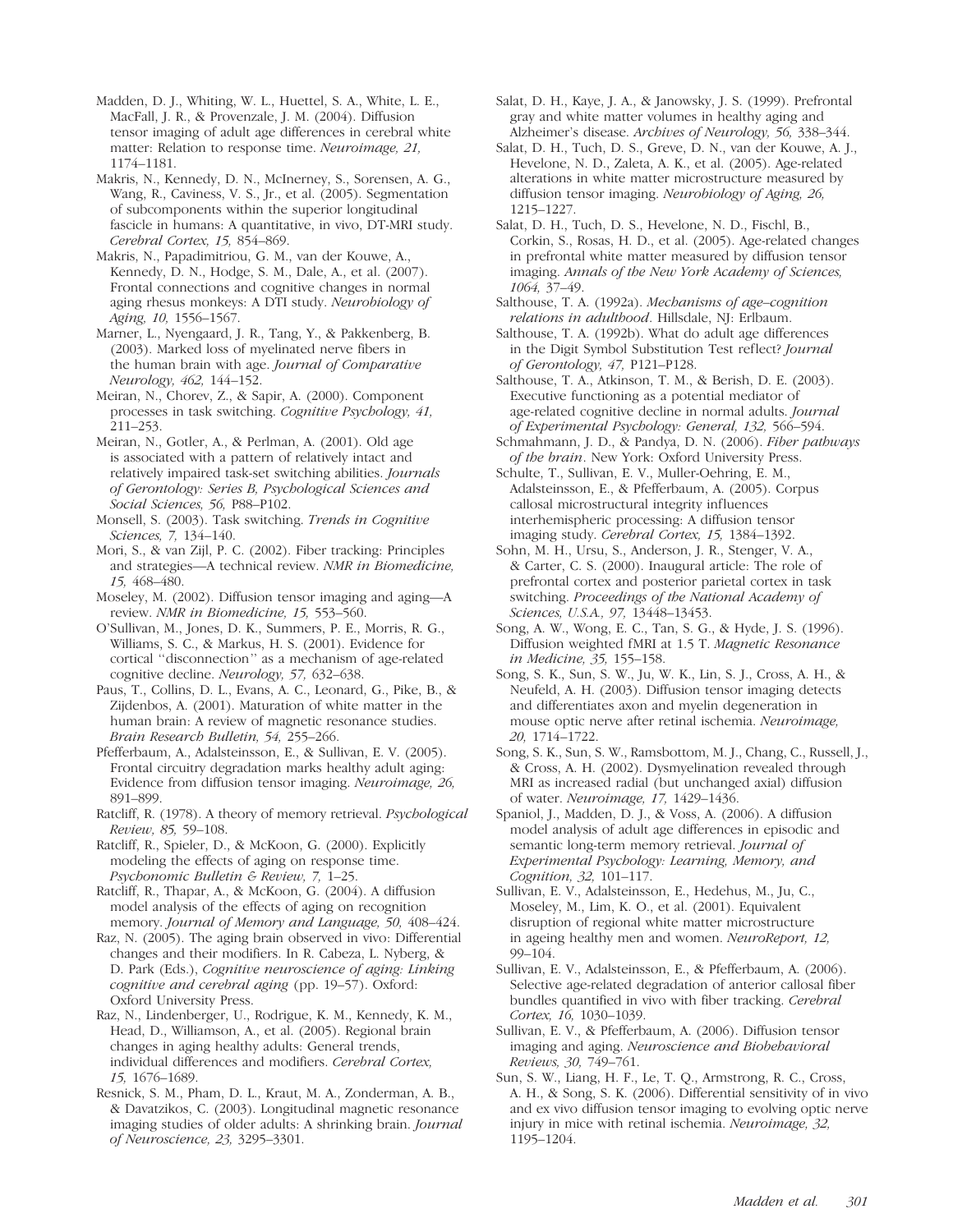Madden, D. J., Whiting, W. L., Huettel, S. A., White, L. E., MacFall, J. R., & Provenzale, J. M. (2004). Diffusion tensor imaging of adult age differences in cerebral white matter: Relation to response time. *Neuroimage, 21,* 1174–1181.

Makris, N., Kennedy, D. N., McInerney, S., Sorensen, A. G., Wang, R., Caviness, V. S., Jr., et al. (2005). Segmentation of subcomponents within the superior longitudinal fascicle in humans: A quantitative, in vivo, DT-MRI study. *Cerebral Cortex, 15,* 854–869.

Makris, N., Papadimitriou, G. M., van der Kouwe, A., Kennedy, D. N., Hodge, S. M., Dale, A., et al. (2007). Frontal connections and cognitive changes in normal aging rhesus monkeys: A DTI study. *Neurobiology of Aging, 10,* 1556–1567.

Marner, L., Nyengaard, J. R., Tang, Y., & Pakkenberg, B. (2003). Marked loss of myelinated nerve fibers in the human brain with age. *Journal of Comparative Neurology, 462,* 144–152.

Meiran, N., Chorev, Z., & Sapir, A. (2000). Component processes in task switching. *Cognitive Psychology, 41,* 211–253.

Meiran, N., Gotler, A., & Perlman, A. (2001). Old age is associated with a pattern of relatively intact and relatively impaired task-set switching abilities. *Journals of Gerontology: Series B, Psychological Sciences and Social Sciences, 56,* P88–P102.

Monsell, S. (2003). Task switching. *Trends in Cognitive Sciences, 7,* 134–140.

Mori, S., & van Zijl, P. C. (2002). Fiber tracking: Principles and strategies—A technical review. *NMR in Biomedicine, 15,* 468–480.

Moseley, M. (2002). Diffusion tensor imaging and aging—A review. *NMR in Biomedicine, 15,* 553–560.

O'Sullivan, M., Jones, D. K., Summers, P. E., Morris, R. G., Williams, S. C., & Markus, H. S. (2001). Evidence for cortical ''disconnection'' as a mechanism of age-related cognitive decline. *Neurology, 57,* 632–638.

Paus, T., Collins, D. L., Evans, A. C., Leonard, G., Pike, B., & Zijdenbos, A. (2001). Maturation of white matter in the human brain: A review of magnetic resonance studies. *Brain Research Bulletin, 54,* 255–266.

Pfefferbaum, A., Adalsteinsson, E., & Sullivan, E. V. (2005). Frontal circuitry degradation marks healthy adult aging: Evidence from diffusion tensor imaging. *Neuroimage, 26,* 891–899.

Ratcliff, R. (1978). A theory of memory retrieval. *Psychological Review, 85,* 59–108.

Ratcliff, R., Spieler, D., & McKoon, G. (2000). Explicitly modeling the effects of aging on response time. *Psychonomic Bulletin & Review, 7,* 1–25.

Ratcliff, R., Thapar, A., & McKoon, G. (2004). A diffusion model analysis of the effects of aging on recognition memory. *Journal of Memory and Language, 50,* 408–424.

Raz, N. (2005). The aging brain observed in vivo: Differential changes and their modifiers. In R. Cabeza, L. Nyberg, & D. Park (Eds.), *Cognitive neuroscience of aging: Linking cognitive and cerebral aging* (pp. 19–57). Oxford: Oxford University Press.

Raz, N., Lindenberger, U., Rodrigue, K. M., Kennedy, K. M., Head, D., Williamson, A., et al. (2005). Regional brain changes in aging healthy adults: General trends, individual differences and modifiers. *Cerebral Cortex, 15,* 1676–1689.

Resnick, S. M., Pham, D. L., Kraut, M. A., Zonderman, A. B., & Davatzikos, C. (2003). Longitudinal magnetic resonance imaging studies of older adults: A shrinking brain. *Journal of Neuroscience, 23,* 3295–3301.

Salat, D. H., Kaye, J. A., & Janowsky, J. S. (1999). Prefrontal gray and white matter volumes in healthy aging and Alzheimer's disease. *Archives of Neurology, 56,* 338–344.

Salat, D. H., Tuch, D. S., Greve, D. N., van der Kouwe, A. J., Hevelone, N. D., Zaleta, A. K., et al. (2005). Age-related alterations in white matter microstructure measured by diffusion tensor imaging. *Neurobiology of Aging, 26,* 1215–1227.

Salat, D. H., Tuch, D. S., Hevelone, N. D., Fischl, B., Corkin, S., Rosas, H. D., et al. (2005). Age-related changes in prefrontal white matter measured by diffusion tensor imaging. *Annals of the New York Academy of Sciences, 1064,* 37–49.

Salthouse, T. A. (1992a). *Mechanisms of age–cognition relations in adulthood*. Hillsdale, NJ: Erlbaum.

Salthouse, T. A. (1992b). What do adult age differences in the Digit Symbol Substitution Test reflect? *Journal of Gerontology, 47,* P121–P128.

Salthouse, T. A., Atkinson, T. M., & Berish, D. E. (2003). Executive functioning as a potential mediator of age-related cognitive decline in normal adults. *Journal of Experimental Psychology: General, 132,* 566–594.

Schmahmann, J. D., & Pandya, D. N. (2006). *Fiber pathways of the brain*. New York: Oxford University Press.

Schulte, T., Sullivan, E. V., Muller-Oehring, E. M., Adalsteinsson, E., & Pfefferbaum, A. (2005). Corpus callosal microstructural integrity influences interhemispheric processing: A diffusion tensor imaging study. *Cerebral Cortex, 15,* 1384–1392.

Sohn, M. H., Ursu, S., Anderson, J. R., Stenger, V. A., & Carter, C. S. (2000). Inaugural article: The role of prefrontal cortex and posterior parietal cortex in task switching. *Proceedings of the National Academy of Sciences, U.S.A., 97,* 13448–13453.

Song, A. W., Wong, E. C., Tan, S. G., & Hyde, J. S. (1996). Diffusion weighted fMRI at 1.5 T. *Magnetic Resonance in Medicine, 35,* 155–158.

Song, S. K., Sun, S. W., Ju, W. K., Lin, S. J., Cross, A. H., & Neufeld, A. H. (2003). Diffusion tensor imaging detects and differentiates axon and myelin degeneration in mouse optic nerve after retinal ischemia. *Neuroimage, 20,* 1714–1722.

Song, S. K., Sun, S. W., Ramsbottom, M. J., Chang, C., Russell, J., & Cross, A. H. (2002). Dysmyelination revealed through MRI as increased radial (but unchanged axial) diffusion of water. *Neuroimage, 17,* 1429–1436.

Spaniol, J., Madden, D. J., & Voss, A. (2006). A diffusion model analysis of adult age differences in episodic and semantic long-term memory retrieval. *Journal of Experimental Psychology: Learning, Memory, and Cognition, 32,* 101–117.

Sullivan, E. V., Adalsteinsson, E., Hedehus, M., Ju, C., Moseley, M., Lim, K. O., et al. (2001). Equivalent disruption of regional white matter microstructure in ageing healthy men and women. *NeuroReport, 12,* 99–104.

Sullivan, E. V., Adalsteinsson, E., & Pfefferbaum, A. (2006). Selective age-related degradation of anterior callosal fiber bundles quantified in vivo with fiber tracking. *Cerebral Cortex, 16,* 1030–1039.

Sullivan, E. V., & Pfefferbaum, A. (2006). Diffusion tensor imaging and aging. *Neuroscience and Biobehavioral Reviews, 30,* 749–761.

Sun, S. W., Liang, H. F., Le, T. Q., Armstrong, R. C., Cross, A. H., & Song, S. K. (2006). Differential sensitivity of in vivo and ex vivo diffusion tensor imaging to evolving optic nerve injury in mice with retinal ischemia. *Neuroimage, 32,* 1195–1204.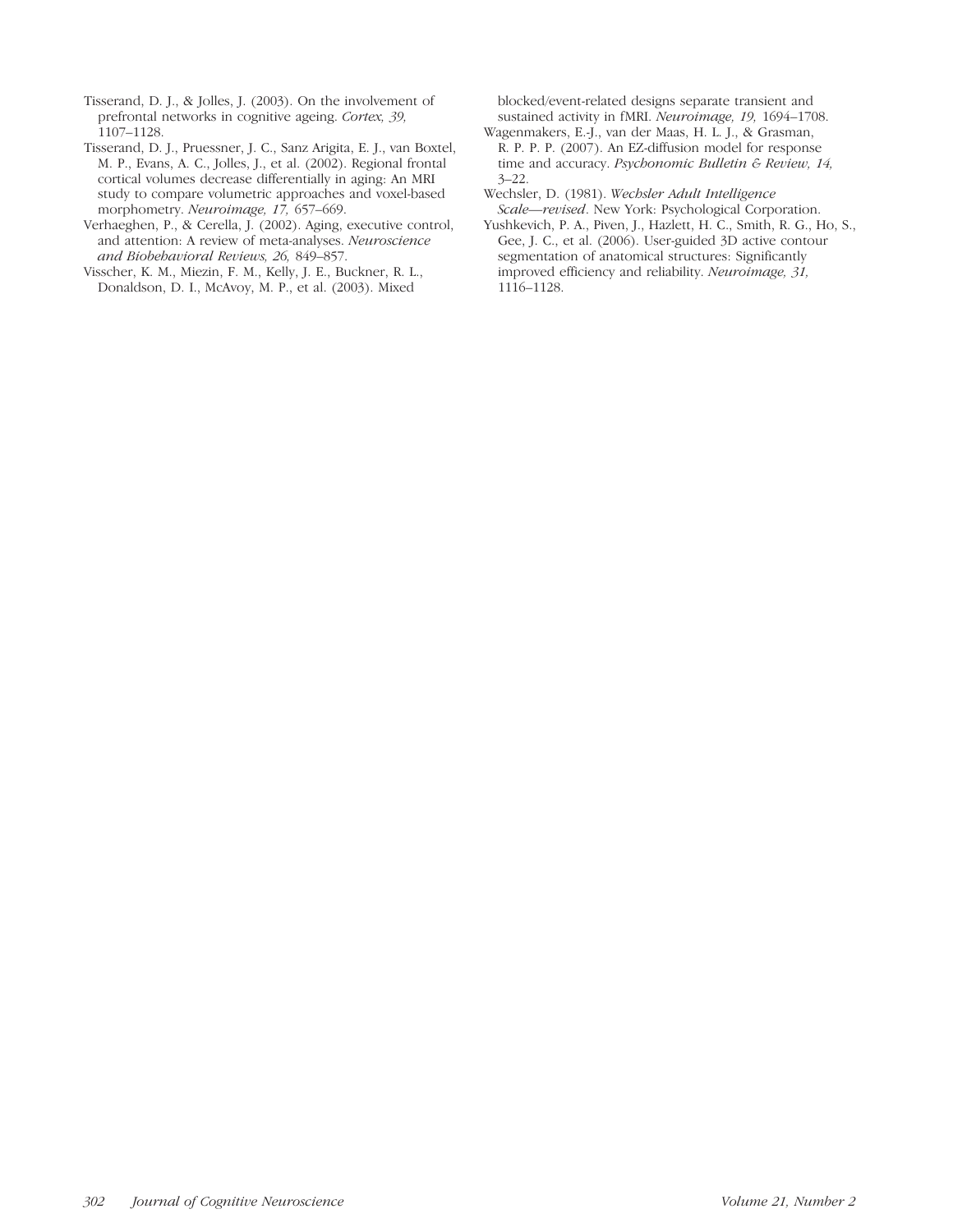Tisserand, D. J., & Jolles, J. (2003). On the involvement of prefrontal networks in cognitive ageing. *Cortex, 39,* 1107–1128.

Tisserand, D. J., Pruessner, J. C., Sanz Arigita, E. J., van Boxtel, M. P., Evans, A. C., Jolles, J., et al. (2002). Regional frontal cortical volumes decrease differentially in aging: An MRI study to compare volumetric approaches and voxel-based morphometry. *Neuroimage, 17,* 657–669.

Verhaeghen, P., & Cerella, J. (2002). Aging, executive control, and attention: A review of meta-analyses. *Neuroscience and Biobehavioral Reviews, 26,* 849–857.

Visscher, K. M., Miezin, F. M., Kelly, J. E., Buckner, R. L., Donaldson, D. I., McAvoy, M. P., et al. (2003). Mixed blocked/event-related designs separate transient and sustained activity in fMRI. *Neuroimage, 19,* 1694–1708.

Wagenmakers, E.-J., van der Maas, H. L. J., & Grasman, R. P. P. P. (2007). An EZ-diffusion model for response time and accuracy. *Psychonomic Bulletin & Review, 14,* 3–22.

Wechsler, D. (1981). *Wechsler Adult Intelligence Scale—revised*. New York: Psychological Corporation.

Yushkevich, P. A., Piven, J., Hazlett, H. C., Smith, R. G., Ho, S., Gee, J. C., et al. (2006). User-guided 3D active contour segmentation of anatomical structures: Significantly improved efficiency and reliability. *Neuroimage, 31,* 1116–1128.